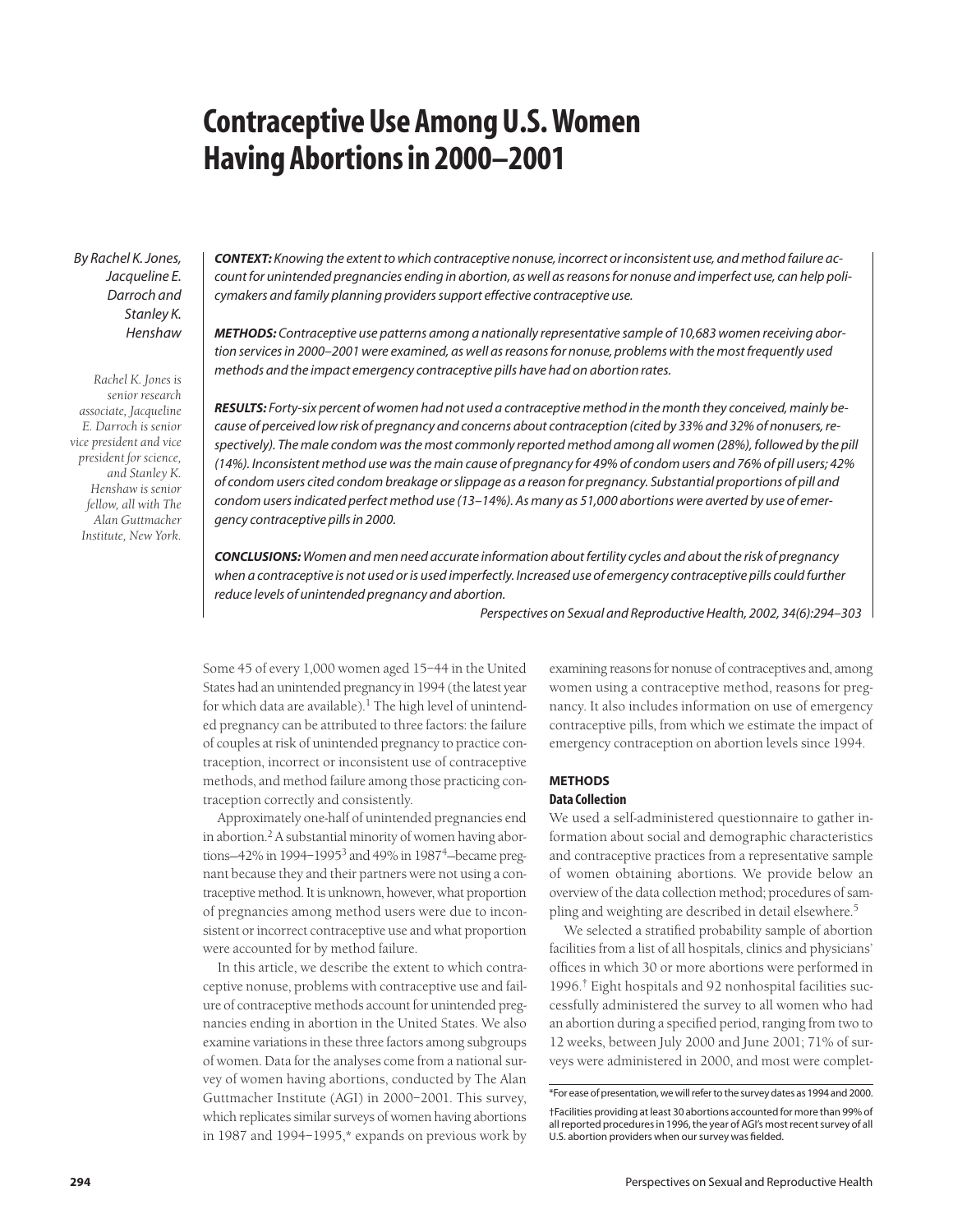# Contraceptive Use Among U.S. Women Having Abortions in 2000–2001

*By Rachel K. Jones, Jacqueline E. Darroch and Stanley K. Henshaw*

*Rachel K. Jones is senior research associate, Jacqueline E. Darroch is senior vice president and vice president for science, and Stanley K. Henshaw is senior fellow, all with The Alan Guttmacher Institute, New York.*

***CONTEXT:*** *Knowing the extent to which contraceptive nonuse, incorrect or inconsistent use, and method failure account for unintended pregnancies ending in abortion, as well as reasons for nonuse and imperfect use, can help policymakers and family planning providers support effective contraceptive use.*

***METHODS:*** *Contraceptive use patterns among a nationally representative sample of 10,683 women receiving abortion services in 2000–2001 were examined, as well as reasons for nonuse, problems with the most frequently used methods and the impact emergency contraceptive pills have had on abortion rates.*

***RESULTS:*** *Forty-six percent of women had not used a contraceptive method in the month they conceived, mainly because of perceived low risk of pregnancy and concerns about contraception (cited by 33% and 32% of nonusers, respectively). The male condom was the most commonly reported method among all women (28%), followed by the pill (14%). Inconsistent method use was the main cause of pregnancy for 49% of condom users and 76% of pill users; 42% of condom users cited condom breakage or slippage as a reason for pregnancy. Substantial proportions of pill and condom users indicated perfect method use (13–14%). As many as 51,000 abortions were averted by use of emergency contraceptive pills in 2000.*

***CONCLUSIONS:*** *Women and men need accurate information about fertility cycles and about the risk of pregnancy when a contraceptive is not used or is used imperfectly. Increased use of emergency contraceptive pills could further reduce levels of unintended pregnancy and abortion.*

*Perspectives on Sexual and Reproductive Health, 2002, 34(6):294–303*

Some 45 of every 1,000 women aged 15–44 in the United States had an unintended pregnancy in 1994 (the latest year for which data are available).[1] The high level of unintended pregnancy can be attributed to three factors: the failure of couples at risk of unintended pregnancy to practice contraception, incorrect or inconsistent use of contraceptive methods, and method failure among those practicing contraception correctly and consistently.

Approximately one-half of unintended pregnancies end in abortion.[2] A substantial minority of women having abortions—42% in 1994–1995[3] and 49% in 1987[4]—became pregnant because they and their partners were not using a contraceptive method. It is unknown, however, what proportion of pregnancies among method users were due to inconsistent or incorrect contraceptive use and what proportion were accounted for by method failure.

In this article, we describe the extent to which contraceptive nonuse, problems with contraceptive use and failure of contraceptive methods account for unintended pregnancies ending in abortion in the United States. We also examine variations in these three factors among subgroups of women. Data for the analyses come from a national survey of women having abortions, conducted by The Alan Guttmacher Institute (AGI) in 2000–2001. This survey, which replicates similar surveys of women having abortions in 1987 and 1994–1995,* expands on previous work by examining reasons for nonuse of contraceptives and, among women using a contraceptive method, reasons for pregnancy. It also includes information on use of emergency contraceptive pills, from which we estimate the impact of emergency contraception on abortion levels since 1994.

## METHODS

### Data Collection

We used a self-administered questionnaire to gather information about social and demographic characteristics and contraceptive practices from a representative sample of women obtaining abortions. We provide below an overview of the data collection method; procedures of sampling and weighting are described in detail elsewhere.[5]

We selected a stratified probability sample of abortion facilities from a list of all hospitals, clinics and physicians' offices in which 30 or more abortions were performed in 1996.† Eight hospitals and 92 nonhospital facilities successfully administered the survey to all women who had an abortion during a specified period, ranging from two to 12 weeks, between July 2000 and June 2001; 71% of surveys were administered in 2000, and most were complet-

\*For ease of presentation, we will refer to the survey dates as 1994 and 2000.

†Facilities providing at least 30 abortions accounted for more than 99% of all reported procedures in 1996, the year of AGI's most recent survey of all U.S. abortion providers when our survey was fielded.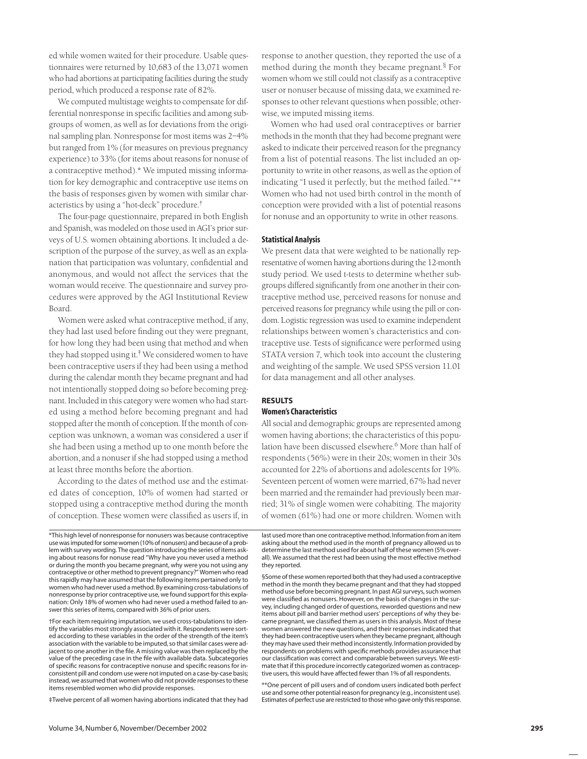ed while women waited for their procedure. Usable questionnaires were returned by 10,683 of the 13,071 women who had abortions at participating facilities during the study period, which produced a response rate of 82%.

We computed multistage weights to compensate for differential nonresponse in specific facilities and among subgroups of women, as well as for deviations from the original sampling plan. Nonresponse for most items was 2–4% but ranged from 1% (for measures on previous pregnancy experience) to 33% (for items about reasons for nonuse of a contraceptive method).* We imputed missing information for key demographic and contraceptive use items on the basis of responses given by women with similar characteristics by using a "hot-deck" procedure.†

The four-page questionnaire, prepared in both English and Spanish, was modeled on those used in AGI's prior surveys of U.S. women obtaining abortions. It included a description of the purpose of the survey, as well as an explanation that participation was voluntary, confidential and anonymous, and would not affect the services that the woman would receive. The questionnaire and survey procedures were approved by the AGI Institutional Review Board.

Women were asked what contraceptive method, if any, they had last used before finding out they were pregnant, for how long they had been using that method and when they had stopped using it.‡ We considered women to have been contraceptive users if they had been using a method during the calendar month they became pregnant and had not intentionally stopped doing so before becoming pregnant. Included in this category were women who had started using a method before becoming pregnant and had stopped after the month of conception. If the month of conception was unknown, a woman was considered a user if she had been using a method up to one month before the abortion, and a nonuser if she had stopped using a method at least three months before the abortion.

According to the dates of method use and the estimated dates of conception, 10% of women had started or stopped using a contraceptive method during the month of conception. These women were classified as users if, in response to another question, they reported the use of a method during the month they became pregnant.§ For women whom we still could not classify as a contraceptive user or nonuser because of missing data, we examined responses to other relevant questions when possible; otherwise, we imputed missing items.

Women who had used oral contraceptives or barrier methods in the month that they had become pregnant were asked to indicate their perceived reason for the pregnancy from a list of potential reasons. The list included an opportunity to write in other reasons, as well as the option of indicating "I used it perfectly, but the method failed."** Women who had not used birth control in the month of conception were provided with a list of potential reasons for nonuse and an opportunity to write in other reasons.

### Statistical Analysis

We present data that were weighted to be nationally representative of women having abortions during the 12-month study period. We used t-tests to determine whether subgroups differed significantly from one another in their contraceptive method use, perceived reasons for nonuse and perceived reasons for pregnancy while using the pill or condom. Logistic regression was used to examine independent relationships between women's characteristics and contraceptive use. Tests of significance were performed using STATA version 7, which took into account the clustering and weighting of the sample. We used SPSS version 11.01 for data management and all other analyses.

## RESULTS

### Women's Characteristics

All social and demographic groups are represented among women having abortions; the characteristics of this population have been discussed elsewhere.[6] More than half of respondents (56%) were in their 20s; women in their 30s accounted for 22% of abortions and adolescents for 19%. Seventeen percent of women were married, 67% had never been married and the remainder had previously been married; 31% of single women were cohabiting. The majority of women (61%) had one or more children. Women with

*This high level of nonresponse for nonusers was because contraceptive use was imputed for some women (10% of nonusers) and because of a problem with survey wording. The question introducing the series of items asking about reasons for nonuse read "Why have you never used a method or during the month you became pregnant, why were you not using any contraceptive or other method to prevent pregnancy?" Women who read this rapidly may have assumed that the following items pertained only to women who had never used a method. By examining cross-tabulations of nonresponse by prior contraceptive use, we found support for this explanation: Only 18% of women who had never used a method failed to answer this series of items, compared with 36% of prior users.

†For each item requiring imputation, we used cross-tabulations to identify the variables most strongly associated with it. Respondents were sorted according to these variables in the order of the strength of the item's association with the variable to be imputed, so that similar cases were adjacent to one another in the file. A missing value was then replaced by the value of the preceding case in the file with available data. Subcategories of specific reasons for contraceptive nonuse and specific reasons for inconsistent pill and condom use were not imputed on a case-by-case basis; instead, we assumed that women who did not provide responses to these items resembled women who did provide responses.

‡Twelve percent of all women having abortions indicated that they had last used more than one contraceptive method. Information from an item asking about the method used in the month of pregnancy allowed us to determine the last method used for about half of these women (5% overall). We assumed that the rest had been using the most effective method they reported.

§Some of these women reported both that they had used a contraceptive method in the month they became pregnant and that they had stopped method use before becoming pregnant. In past AGI surveys, such women were classified as nonusers. However, on the basis of changes in the survey, including changed order of questions, reworded questions and new items about pill and barrier method users' perceptions of why they became pregnant, we classified them as users in this analysis. Most of these women answered the new questions, and their responses indicated that they had been contraceptive users when they became pregnant, although they may have used their method inconsistently. Information provided by respondents on problems with specific methods provides assurance that our classification was correct and comparable between surveys. We estimate that if this procedure incorrectly categorized women as contraceptive users, this would have affected fewer than 1% of all respondents.

**One percent of pill users and of condom users indicated both perfect use and some other potential reason for pregnancy (e.g., inconsistent use). Estimates of perfect use are restricted to those who gave only this response.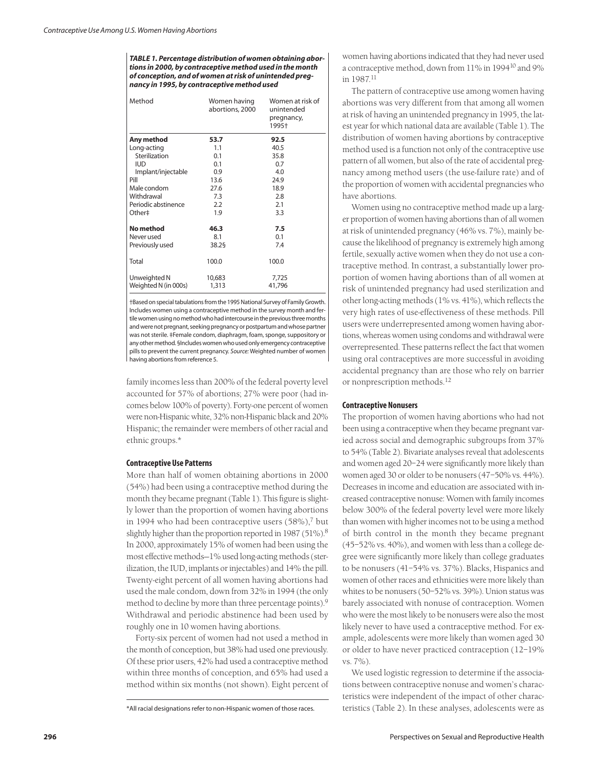**TABLE 1. Percentage distribution of women obtaining abortions in 2000, by contraceptive method used in the month of conception, and of women at risk of unintended pregnancy in 1995, by contraceptive method used**

| Method | Women having abortions, 2000 | Women at risk of unintended pregnancy, 1995† |
|---|---|---|
| **Any method** | **53.7** | **92.5** |
| Long-acting | 1.1 | 40.5 |
| Sterilization | 0.1 | 35.8 |
| IUD | 0.1 | 0.7 |
| Implant/injectable | 0.9 | 4.0 |
| Pill | 13.6 | 24.9 |
| Male condom | 27.6 | 18.9 |
| Withdrawal | 7.3 | 2.8 |
| Periodic abstinence | 2.2 | 2.1 |
| Other‡ | 1.9 | 3.3 |
| **No method** | **46.3** | **7.5** |
| Never used | 8.1 | 0.1 |
| Previously used | 38.2§ | 7.4 |
| Total | 100.0 | 100.0 |
| Unweighted N | 10,683 | 7,725 |
| Weighted N (in 000s) | 1,313 | 41,796 |

†Based on special tabulations from the 1995 National Survey of Family Growth. Includes women using a contraceptive method in the survey month and fertile women using no method who had intercourse in the previous three months and were not pregnant, seeking pregnancy or postpartum and whose partner was not sterile. ‡Female condom, diaphragm, foam, sponge, suppository or any other method. §Includes women who used only emergency contraceptive pills to prevent the current pregnancy. *Source:* Weighted number of women having abortions from reference 5.

family incomes less than 200% of the federal poverty level accounted for 57% of abortions; 27% were poor (had incomes below 100% of poverty). Forty-one percent of women were non-Hispanic white, 32% non-Hispanic black and 20% Hispanic; the remainder were members of other racial and ethnic groups.*

### Contraceptive Use Patterns

More than half of women obtaining abortions in 2000 (54%) had been using a contraceptive method during the month they became pregnant (Table 1). This figure is slightly lower than the proportion of women having abortions in 1994 who had been contraceptive users (58%),[7] but slightly higher than the proportion reported in 1987 (51%).[8] In 2000, approximately 15% of women had been using the most effective methods—1% used long-acting methods (sterilization, the IUD, implants or injectables) and 14% the pill. Twenty-eight percent of all women having abortions had used the male condom, down from 32% in 1994 (the only method to decline by more than three percentage points).[9] Withdrawal and periodic abstinence had been used by roughly one in 10 women having abortions.

Forty-six percent of women had not used a method in the month of conception, but 38% had used one previously. Of these prior users, 42% had used a contraceptive method within three months of conception, and 65% had used a method within six months (not shown). Eight percent of women having abortions indicated that they had never used a contraceptive method, down from 11% in 1994[10] and 9% in 1987.[11]

The pattern of contraceptive use among women having abortions was very different from that among all women at risk of having an unintended pregnancy in 1995, the latest year for which national data are available (Table 1). The distribution of women having abortions by contraceptive method used is a function not only of the contraceptive use pattern of all women, but also of the rate of accidental pregnancy among method users (the use-failure rate) and of the proportion of women with accidental pregnancies who have abortions.

Women using no contraceptive method made up a larger proportion of women having abortions than of all women at risk of unintended pregnancy (46% vs. 7%), mainly because the likelihood of pregnancy is extremely high among fertile, sexually active women when they do not use a contraceptive method. In contrast, a substantially lower proportion of women having abortions than of all women at risk of unintended pregnancy had used sterilization and other long-acting methods (1% vs. 41%), which reflects the very high rates of use-effectiveness of these methods. Pill users were underrepresented among women having abortions, whereas women using condoms and withdrawal were overrepresented. These patterns reflect the fact that women using oral contraceptives are more successful in avoiding accidental pregnancy than are those who rely on barrier or nonprescription methods.[12]

### Contraceptive Nonusers

The proportion of women having abortions who had not been using a contraceptive when they became pregnant varied across social and demographic subgroups from 37% to 54% (Table 2). Bivariate analyses reveal that adolescents and women aged 20–24 were significantly more likely than women aged 30 or older to be nonusers (47–50% vs. 44%). Decreases in income and education are associated with increased contraceptive nonuse: Women with family incomes below 300% of the federal poverty level were more likely than women with higher incomes not to be using a method of birth control in the month they became pregnant (45–52% vs. 40%), and women with less than a college degree were significantly more likely than college graduates to be nonusers (41–54% vs. 37%). Blacks, Hispanics and women of other races and ethnicities were more likely than whites to be nonusers (50–52% vs. 39%). Union status was barely associated with nonuse of contraception. Women who were the most likely to be nonusers were also the most likely never to have used a contraceptive method. For example, adolescents were more likely than women aged 30 or older to have never practiced contraception (12–19% vs. 7%).

We used logistic regression to determine if the associations between contraceptive nonuse and women's characteristics were independent of the impact of other characteristics (Table 2). In these analyses, adolescents were as

*All racial designations refer to non-Hispanic women of those races.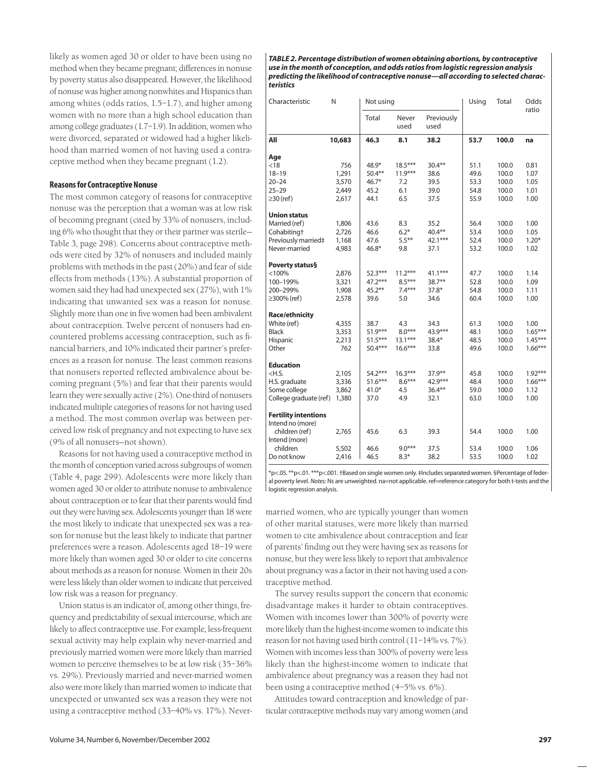likely as women aged 30 or older to have been using no method when they became pregnant; differences in nonuse by poverty status also disappeared. However, the likelihood of nonuse was higher among nonwhites and Hispanics than among whites (odds ratios, 1.5–1.7), and higher among women with no more than a high school education than among college graduates (1.7–1.9). In addition, women who were divorced, separated or widowed had a higher likelihood than married women of not having used a contraceptive method when they became pregnant (1.2).

## Reasons for Contraceptive Nonuse

The most common category of reasons for contraceptive nonuse was the perception that a woman was at low risk of becoming pregnant (cited by 33% of nonusers, including 6% who thought that they or their partner was sterile—Table 3, page 298). Concerns about contraceptive methods were cited by 32% of nonusers and included mainly problems with methods in the past (20%) and fear of side effects from methods (13%). A substantial proportion of women said they had had unexpected sex (27%), with 1% indicating that unwanted sex was a reason for nonuse. Slightly more than one in five women had been ambivalent about contraception. Twelve percent of nonusers had encountered problems accessing contraception, such as financial barriers, and 10% indicated their partner's preferences as a reason for nonuse. The least common reasons that nonusers reported reflected ambivalence about becoming pregnant (5%) and fear that their parents would learn they were sexually active (2%). One-third of nonusers indicated multiple categories of reasons for not having used a method. The most common overlap was between perceived low risk of pregnancy and not expecting to have sex (9% of all nonusers—not shown).

Reasons for not having used a contraceptive method in the month of conception varied across subgroups of women (Table 4, page 299). Adolescents were more likely than women aged 30 or older to attribute nonuse to ambivalence about contraception or to fear that their parents would find out they were having sex. Adolescents younger than 18 were the most likely to indicate that unexpected sex was a reason for nonuse but the least likely to indicate that partner preferences were a reason. Adolescents aged 18–19 were more likely than women aged 30 or older to cite concerns about methods as a reason for nonuse. Women in their 20s were less likely than older women to indicate that perceived low risk was a reason for pregnancy.

Union status is an indicator of, among other things, frequency and predictability of sexual intercourse, which are likely to affect contraceptive use. For example, less-frequent sexual activity may help explain why never-married and previously married women were more likely than married women to perceive themselves to be at low risk (35–36% vs. 29%). Previously married and never-married women also were more likely than married women to indicate that unexpected or unwanted sex was a reason they were not using a contraceptive method (33–40% vs. 17%). Never-married women, who are typically younger than women of other marital statuses, were more likely than married women to cite ambivalence about contraception and fear of parents' finding out they were having sex as reasons for nonuse, but they were less likely to report that ambivalence about pregnancy was a factor in their not having used a contraceptive method.

The survey results support the concern that economic disadvantage makes it harder to obtain contraceptives. Women with incomes lower than 300% of poverty were more likely than the highest-income women to indicate this reason for not having used birth control (11–14% vs. 7%). Women with incomes less than 300% of poverty were less likely than the highest-income women to indicate that ambivalence about pregnancy was a reason they had not been using a contraceptive method (4–5% vs. 6%).

Attitudes toward contraception and knowledge of particular contraceptive methods may vary among women (and

***TABLE 2. Percentage distribution of women obtaining abortions, by contraceptive use in the month of conception, and odds ratios from logistic regression analysis predicting the likelihood of contraceptive nonuse—all according to selected characteristics***

| Characteristic | N | Not using | | | Using | Total | Odds ratio |
|---|---|---|---|---|---|---|---|
| | | Total | Never used | Previously used | | | |
| **All** | **10,683** | **46.3** | **8.1** | **38.2** | **53.7** | **100.0** | **na** |
| **Age** | | | | | | | |
| <18 | 756 | 48.9* | 18.5*** | 30.4** | 51.1 | 100.0 | 0.81 |
| 18–19 | 1,291 | 50.4** | 11.9*** | 38.6 | 49.6 | 100.0 | 1.07 |
| 20–24 | 3,570 | 46.7* | 7.2 | 39.5 | 53.3 | 100.0 | 1.05 |
| 25–29 | 2,449 | 45.2 | 6.1 | 39.0 | 54.8 | 100.0 | 1.01 |
| ≥30 (ref) | 2,617 | 44.1 | 6.5 | 37.5 | 55.9 | 100.0 | 1.00 |
| **Union status** | | | | | | | |
| Married (ref) | 1,806 | 43.6 | 8.3 | 35.2 | 56.4 | 100.0 | 1.00 |
| Cohabiting† | 2,726 | 46.6 | 6.2* | 40.4** | 53.4 | 100.0 | 1.05 |
| Previously married‡ | 1,168 | 47.6 | 5.5** | 42.1*** | 52.4 | 100.0 | 1.20* |
| Never-married | 4,983 | 46.8* | 9.8 | 37.1 | 53.2 | 100.0 | 1.02 |
| **Poverty status§** | | | | | | | |
| <100% | 2,876 | 52.3*** | 11.2*** | 41.1*** | 47.7 | 100.0 | 1.14 |
| 100–199% | 3,321 | 47.2*** | 8.5*** | 38.7** | 52.8 | 100.0 | 1.09 |
| 200–299% | 1,908 | 45.2** | 7.4*** | 37.8* | 54.8 | 100.0 | 1.11 |
| ≥300% (ref) | 2,578 | 39.6 | 5.0 | 34.6 | 60.4 | 100.0 | 1.00 |
| **Race/ethnicity** | | | | | | | |
| White (ref) | 4,355 | 38.7 | 4.3 | 34.3 | 61.3 | 100.0 | 1.00 |
| Black | 3,353 | 51.9*** | 8.0*** | 43.9*** | 48.1 | 100.0 | 1.65*** |
| Hispanic | 2,213 | 51.5*** | 13.1*** | 38.4* | 48.5 | 100.0 | 1.45*** |
| Other | 762 | 50.4*** | 16.6*** | 33.8 | 49.6 | 100.0 | 1.66*** |
| **Education** | | | | | | | |
| <H.S. | 2,105 | 54.2*** | 16.3*** | 37.9** | 45.8 | 100.0 | 1.92*** |
| H.S. graduate | 3,336 | 51.6*** | 8.6*** | 42.9*** | 48.4 | 100.0 | 1.66*** |
| Some college | 3,862 | 41.0* | 4.5 | 36.4** | 59.0 | 100.0 | 1.12 |
| College graduate (ref) | 1,380 | 37.0 | 4.9 | 32.1 | 63.0 | 100.0 | 1.00 |
| **Fertility intentions** | | | | | | | |
| Intend no (more) children (ref) | 2,765 | 45.6 | 6.3 | 39.3 | 54.4 | 100.0 | 1.00 |
| Intend (more) children | 5,502 | 46.6 | 9.0*** | 37.5 | 53.4 | 100.0 | 1.06 |
| Do not know | 2,416 | 46.5 | 8.3* | 38.2 | 53.5 | 100.0 | 1.02 |

*p<.05. **p<.01. ***p<.001. †Based on single women only. ‡Includes separated women. §Percentage of federal poverty level. *Notes:* Ns are unweighted. na=not applicable. ref=reference category for both t-tests and the logistic regression analysis.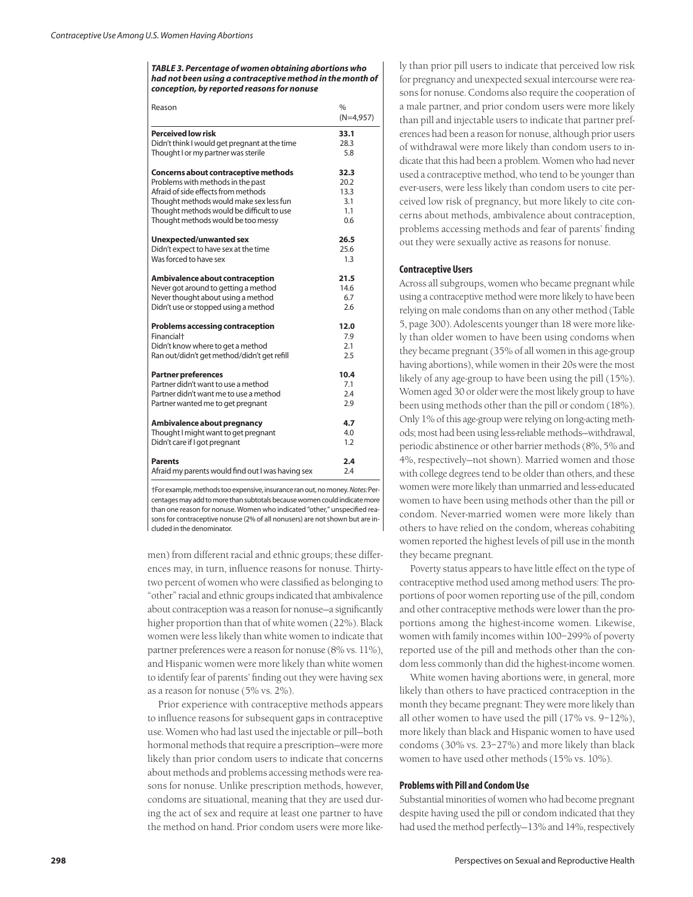**TABLE 3. Percentage of women obtaining abortions who had not been using a contraceptive method in the month of conception, by reported reasons for nonuse**

| Reason | % (N=4,957) |
|---|---|
| **Perceived low risk** | **33.1** |
| Didn't think I would get pregnant at the time | 28.3 |
| Thought I or my partner was sterile | 5.8 |
| **Concerns about contraceptive methods** | **32.3** |
| Problems with methods in the past | 20.2 |
| Afraid of side effects from methods | 13.3 |
| Thought methods would make sex less fun | 3.1 |
| Thought methods would be difficult to use | 1.1 |
| Thought methods would be too messy | 0.6 |
| **Unexpected/unwanted sex** | **26.5** |
| Didn't expect to have sex at the time | 25.6 |
| Was forced to have sex | 1.3 |
| **Ambivalence about contraception** | **21.5** |
| Never got around to getting a method | 14.6 |
| Never thought about using a method | 6.7 |
| Didn't use or stopped using a method | 2.6 |
| **Problems accessing contraception** | **12.0** |
| Financial† | 7.9 |
| Didn't know where to get a method | 2.1 |
| Ran out/didn't get method/didn't get refill | 2.5 |
| **Partner preferences** | **10.4** |
| Partner didn't want to use a method | 7.1 |
| Partner didn't want me to use a method | 2.4 |
| Partner wanted me to get pregnant | 2.9 |
| **Ambivalence about pregnancy** | **4.7** |
| Thought I might want to get pregnant | 4.0 |
| Didn't care if I got pregnant | 1.2 |
| **Parents** | **2.4** |
| Afraid my parents would find out I was having sex | 2.4 |

†For example, methods too expensive, insurance ran out, no money. *Notes:* Percentages may add to more than subtotals because women could indicate more than one reason for nonuse. Women who indicated "other," unspecified reasons for contraceptive nonuse (2% of all nonusers) are not shown but are included in the denominator.

men) from different racial and ethnic groups; these differences may, in turn, influence reasons for nonuse. Thirty-two percent of women who were classified as belonging to "other" racial and ethnic groups indicated that ambivalence about contraception was a reason for nonuse—a significantly higher proportion than that of white women (22%). Black women were less likely than white women to indicate that partner preferences were a reason for nonuse (8% vs. 11%), and Hispanic women were more likely than white women to identify fear of parents' finding out they were having sex as a reason for nonuse (5% vs. 2%).

Prior experience with contraceptive methods appears to influence reasons for subsequent gaps in contraceptive use. Women who had last used the injectable or pill—both hormonal methods that require a prescription—were more likely than prior condom users to indicate that concerns about methods and problems accessing methods were reasons for nonuse. Unlike prescription methods, however, condoms are situational, meaning that they are used during the act of sex and require at least one partner to have the method on hand. Prior condom users were more likely than prior pill users to indicate that perceived low risk for pregnancy and unexpected sexual intercourse were reasons for nonuse. Condoms also require the cooperation of a male partner, and prior condom users were more likely than pill and injectable users to indicate that partner preferences had been a reason for nonuse, although prior users of withdrawal were more likely than condom users to indicate that this had been a problem. Women who had never used a contraceptive method, who tend to be younger than ever-users, were less likely than condom users to cite perceived low risk of pregnancy, but more likely to cite concerns about methods, ambivalence about contraception, problems accessing methods and fear of parents' finding out they were sexually active as reasons for nonuse.

### Contraceptive Users

Across all subgroups, women who became pregnant while using a contraceptive method were more likely to have been relying on male condoms than on any other method (Table 5, page 300). Adolescents younger than 18 were more likely than older women to have been using condoms when they became pregnant (35% of all women in this age-group having abortions), while women in their 20s were the most likely of any age-group to have been using the pill (15%). Women aged 30 or older were the most likely group to have been using methods other than the pill or condom (18%). Only 1% of this age-group were relying on long-acting methods; most had been using less-reliable methods—withdrawal, periodic abstinence or other barrier methods (8%, 5% and 4%, respectively—not shown). Married women and those with college degrees tend to be older than others, and these women were more likely than unmarried and less-educated women to have been using methods other than the pill or condom. Never-married women were more likely than others to have relied on the condom, whereas cohabiting women reported the highest levels of pill use in the month they became pregnant.

Poverty status appears to have little effect on the type of contraceptive method used among method users: The proportions of poor women reporting use of the pill, condom and other contraceptive methods were lower than the proportions among the highest-income women. Likewise, women with family incomes within 100–299% of poverty reported use of the pill and methods other than the condom less commonly than did the highest-income women.

White women having abortions were, in general, more likely than others to have practiced contraception in the month they became pregnant: They were more likely than all other women to have used the pill (17% vs. 9–12%), more likely than black and Hispanic women to have used condoms (30% vs. 23–27%) and more likely than black women to have used other methods (15% vs. 10%).

### Problems with Pill and Condom Use

Substantial minorities of women who had become pregnant despite having used the pill or condom indicated that they had used the method perfectly—13% and 14%, respectively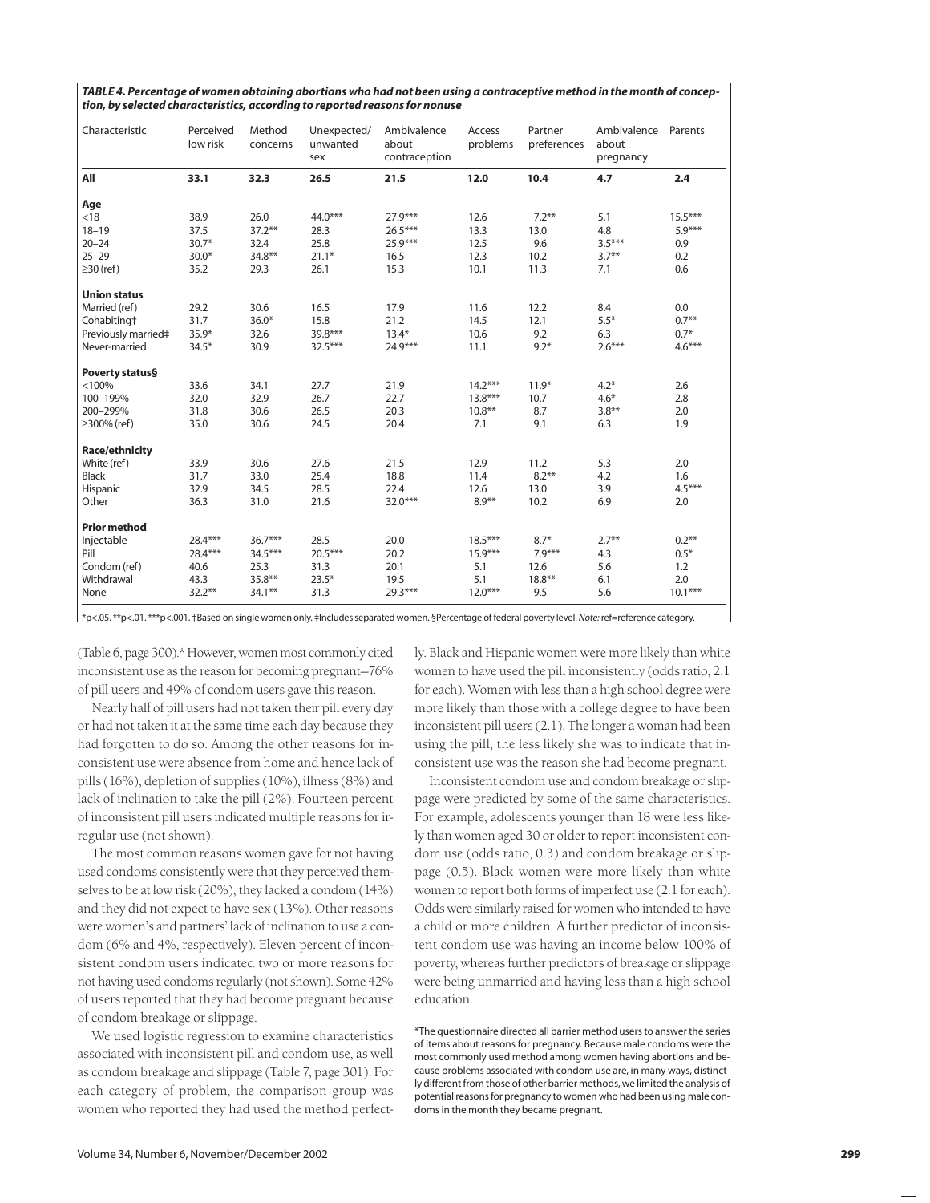***TABLE 4. Percentage of women obtaining abortions who had not been using a contraceptive method in the month of conception, by selected characteristics, according to reported reasons for nonuse***

| Characteristic | Perceived low risk | Method concerns | Unexpected/ unwanted sex | Ambivalence about contraception | Access problems | Partner preferences | Ambivalence about pregnancy | Parents |
|---|---|---|---|---|---|---|---|---|
| **All** | **33.1** | **32.3** | **26.5** | **21.5** | **12.0** | **10.4** | **4.7** | **2.4** |
| **Age** | | | | | | | | |
| <18 | 38.9 | 26.0 | 44.0*** | 27.9*** | 12.6 | 7.2** | 5.1 | 15.5*** |
| 18–19 | 37.5 | 37.2** | 28.3 | 26.5*** | 13.3 | 13.0 | 4.8 | 5.9*** |
| 20–24 | 30.7* | 32.4 | 25.8 | 25.9*** | 12.5 | 9.6 | 3.5*** | 0.9 |
| 25–29 | 30.0* | 34.8** | 21.1* | 16.5 | 12.3 | 10.2 | 3.7** | 0.2 |
| ≥30 (ref) | 35.2 | 29.3 | 26.1 | 15.3 | 10.1 | 11.3 | 7.1 | 0.6 |
| **Union status** | | | | | | | | |
| Married (ref) | 29.2 | 30.6 | 16.5 | 17.9 | 11.6 | 12.2 | 8.4 | 0.0 |
| Cohabiting† | 31.7 | 36.0* | 15.8 | 21.2 | 14.5 | 12.1 | 5.5* | 0.7** |
| Previously married‡ | 35.9* | 32.6 | 39.8*** | 13.4* | 10.6 | 9.2 | 6.3 | 0.7* |
| Never-married | 34.5* | 30.9 | 32.5*** | 24.9*** | 11.1 | 9.2* | 2.6*** | 4.6*** |
| **Poverty status§** | | | | | | | | |
| <100% | 33.6 | 34.1 | 27.7 | 21.9 | 14.2*** | 11.9* | 4.2* | 2.6 |
| 100–199% | 32.0 | 32.9 | 26.7 | 22.7 | 13.8*** | 10.7 | 4.6* | 2.8 |
| 200–299% | 31.8 | 30.6 | 26.5 | 20.3 | 10.8** | 8.7 | 3.8** | 2.0 |
| ≥300% (ref) | 35.0 | 30.6 | 24.5 | 20.4 | 7.1 | 9.1 | 6.3 | 1.9 |
| **Race/ethnicity** | | | | | | | | |
| White (ref) | 33.9 | 30.6 | 27.6 | 21.5 | 12.9 | 11.2 | 5.3 | 2.0 |
| Black | 31.7 | 33.0 | 25.4 | 18.8 | 11.4 | 8.2** | 4.2 | 1.6 |
| Hispanic | 32.9 | 34.5 | 28.5 | 22.4 | 12.6 | 13.0 | 3.9 | 4.5*** |
| Other | 36.3 | 31.0 | 21.6 | 32.0*** | 8.9** | 10.2 | 6.9 | 2.0 |
| **Prior method** | | | | | | | | |
| Injectable | 28.4*** | 36.7*** | 28.5 | 20.0 | 18.5*** | 8.7* | 2.7** | 0.2** |
| Pill | 28.4*** | 34.5*** | 20.5*** | 20.2 | 15.9*** | 7.9*** | 4.3 | 0.5* |
| Condom (ref) | 40.6 | 25.3 | 31.3 | 20.1 | 5.1 | 12.6 | 5.6 | 1.2 |
| Withdrawal | 43.3 | 35.8** | 23.5* | 19.5 | 5.1 | 18.8** | 6.1 | 2.0 |
| None | 32.2** | 34.1** | 31.3 | 29.3*** | 12.0*** | 9.5 | 5.6 | 10.1*** |

*p<.05. **p<.01. ***p<.001. †Based on single women only. ‡Includes separated women. §Percentage of federal poverty level. *Note:* ref=reference category.

(Table 6, page 300).* However, women most commonly cited inconsistent use as the reason for becoming pregnant—76% of pill users and 49% of condom users gave this reason.

Nearly half of pill users had not taken their pill every day or had not taken it at the same time each day because they had forgotten to do so. Among the other reasons for inconsistent use were absence from home and hence lack of pills (16%), depletion of supplies (10%), illness (8%) and lack of inclination to take the pill (2%). Fourteen percent of inconsistent pill users indicated multiple reasons for irregular use (not shown).

The most common reasons women gave for not having used condoms consistently were that they perceived themselves to be at low risk (20%), they lacked a condom (14%) and they did not expect to have sex (13%). Other reasons were women's and partners' lack of inclination to use a condom (6% and 4%, respectively). Eleven percent of inconsistent condom users indicated two or more reasons for not having used condoms regularly (not shown). Some 42% of users reported that they had become pregnant because of condom breakage or slippage.

We used logistic regression to examine characteristics associated with inconsistent pill and condom use, as well as condom breakage and slippage (Table 7, page 301). For each category of problem, the comparison group was women who reported they had used the method perfectly. Black and Hispanic women were more likely than white women to have used the pill inconsistently (odds ratio, 2.1 for each). Women with less than a high school degree were more likely than those with a college degree to have been inconsistent pill users (2.1). The longer a woman had been using the pill, the less likely she was to indicate that inconsistent use was the reason she had become pregnant.

Inconsistent condom use and condom breakage or slippage were predicted by some of the same characteristics. For example, adolescents younger than 18 were less likely than women aged 30 or older to report inconsistent condom use (odds ratio, 0.3) and condom breakage or slippage (0.5). Black women were more likely than white women to report both forms of imperfect use (2.1 for each). Odds were similarly raised for women who intended to have a child or more children. A further predictor of inconsistent condom use was having an income below 100% of poverty, whereas further predictors of breakage or slippage were being unmarried and having less than a high school education.

*The questionnaire directed all barrier method users to answer the series of items about reasons for pregnancy. Because male condoms were the most commonly used method among women having abortions and because problems associated with condom use are, in many ways, distinctly different from those of other barrier methods, we limited the analysis of potential reasons for pregnancy to women who had been using male condoms in the month they became pregnant.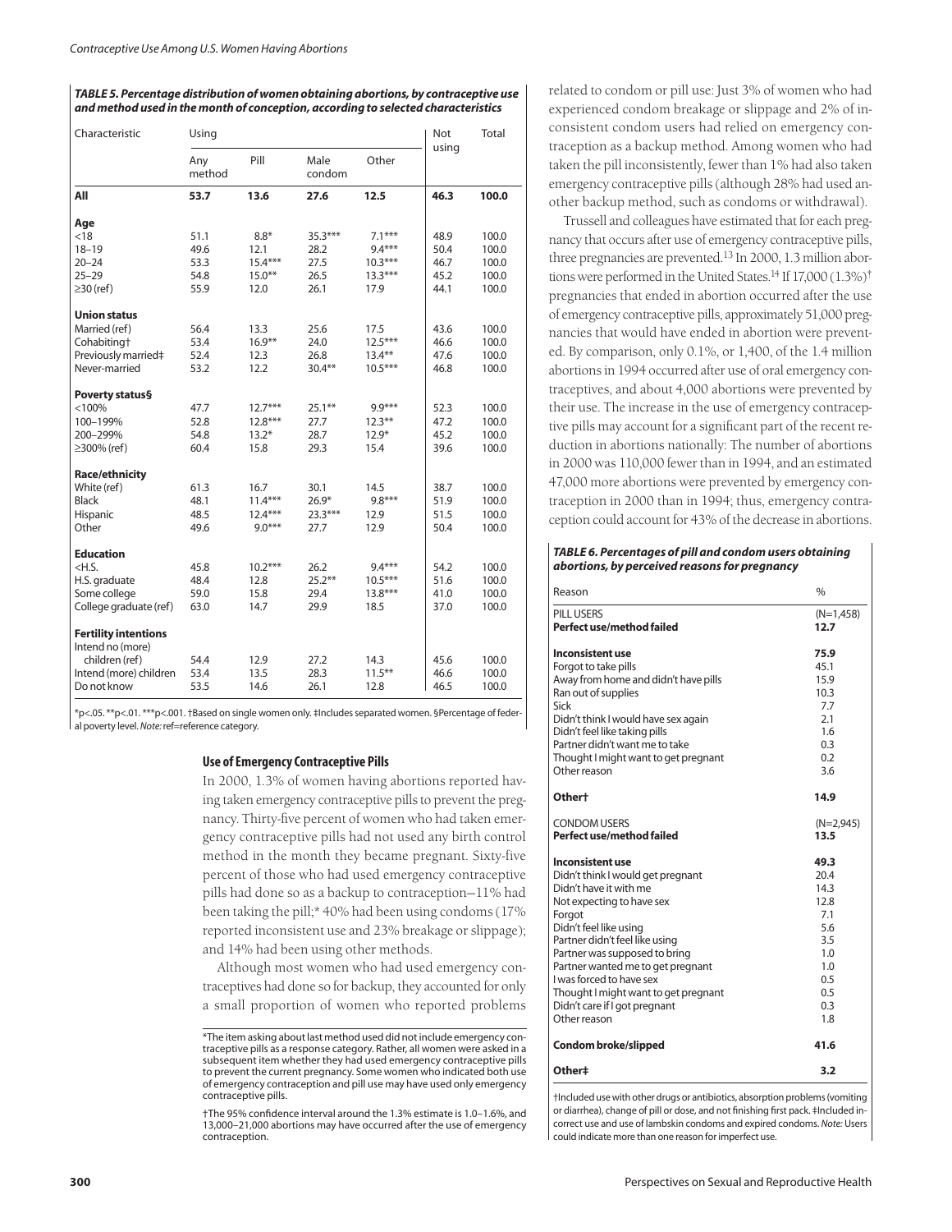**TABLE 5. Percentage distribution of women obtaining abortions, by contraceptive use and method used in the month of conception, according to selected characteristics**

| Characteristic | Using | | | | Not using | Total |
|---|---|---|---|---|---|---|
| | Any method | Pill | Male condom | Other | | |
| **All** | **53.7** | **13.6** | **27.6** | **12.5** | **46.3** | **100.0** |
| **Age** | | | | | | |
| <18 | 51.1 | 8.8* | 35.3*** | 7.1*** | 48.9 | 100.0 |
| 18–19 | 49.6 | 12.1 | 28.2 | 9.4*** | 50.4 | 100.0 |
| 20–24 | 53.3 | 15.4*** | 27.5 | 10.3*** | 46.7 | 100.0 |
| 25–29 | 54.8 | 15.0** | 26.5 | 13.3*** | 45.2 | 100.0 |
| ≥30 (ref) | 55.9 | 12.0 | 26.1 | 17.9 | 44.1 | 100.0 |
| **Union status** | | | | | | |
| Married (ref) | 56.4 | 13.3 | 25.6 | 17.5 | 43.6 | 100.0 |
| Cohabiting† | 53.4 | 16.9** | 24.0 | 12.5*** | 46.6 | 100.0 |
| Previously married‡ | 52.4 | 12.3 | 26.8 | 13.4** | 47.6 | 100.0 |
| Never-married | 53.2 | 12.2 | 30.4** | 10.5*** | 46.8 | 100.0 |
| **Poverty status§** | | | | | | |
| <100% | 47.7 | 12.7*** | 25.1** | 9.9*** | 52.3 | 100.0 |
| 100–199% | 52.8 | 12.8*** | 27.7 | 12.3** | 47.2 | 100.0 |
| 200–299% | 54.8 | 13.2* | 28.7 | 12.9* | 45.2 | 100.0 |
| ≥300% (ref) | 60.4 | 15.8 | 29.3 | 15.4 | 39.6 | 100.0 |
| **Race/ethnicity** | | | | | | |
| White (ref) | 61.3 | 16.7 | 30.1 | 14.5 | 38.7 | 100.0 |
| Black | 48.1 | 11.4*** | 26.9* | 9.8*** | 51.9 | 100.0 |
| Hispanic | 48.5 | 12.4*** | 23.3*** | 12.9 | 51.5 | 100.0 |
| Other | 49.6 | 9.0*** | 27.7 | 12.9 | 50.4 | 100.0 |
| **Education** | | | | | | |
| <H.S. | 45.8 | 10.2*** | 26.2 | 9.4*** | 54.2 | 100.0 |
| H.S. graduate | 48.4 | 12.8 | 25.2** | 10.5*** | 51.6 | 100.0 |
| Some college | 59.0 | 15.8 | 29.4 | 13.8*** | 41.0 | 100.0 |
| College graduate (ref) | 63.0 | 14.7 | 29.9 | 18.5 | 37.0 | 100.0 |
| **Fertility intentions** | | | | | | |
| Intend no (more) children (ref) | 54.4 | 12.9 | 27.2 | 14.3 | 45.6 | 100.0 |
| Intend (more) children | 53.4 | 13.5 | 28.3 | 11.5** | 46.6 | 100.0 |
| Do not know | 53.5 | 14.6 | 26.1 | 12.8 | 46.5 | 100.0 |

*p<.05. **p<.01. ***p<.001. †Based on single women only. ‡Includes separated women. §Percentage of federal poverty level. *Note:* ref=reference category.

### Use of Emergency Contraceptive Pills

In 2000, 1.3% of women having abortions reported having taken emergency contraceptive pills to prevent the pregnancy. Thirty-five percent of women who had taken emergency contraceptive pills had not used any birth control method in the month they became pregnant. Sixty-five percent of those who had used emergency contraceptive pills had done so as a backup to contraception—11% had been taking the pill;* 40% had been using condoms (17% reported inconsistent use and 23% breakage or slippage); and 14% had been using other methods.

Although most women who had used emergency contraceptives had done so for backup, they accounted for only a small proportion of women who reported problems related to condom or pill use: Just 3% of women who had experienced condom breakage or slippage and 2% of inconsistent condom users had relied on emergency contraception as a backup method. Among women who had taken the pill inconsistently, fewer than 1% had also taken emergency contraceptive pills (although 28% had used another backup method, such as condoms or withdrawal).

Trussell and colleagues have estimated that for each pregnancy that occurs after use of emergency contraceptive pills, three pregnancies are prevented.[13] In 2000, 1.3 million abortions were performed in the United States.[14] If 17,000 (1.3%)† pregnancies that ended in abortion occurred after the use of emergency contraceptive pills, approximately 51,000 pregnancies that would have ended in abortion were prevented. By comparison, only 0.1%, or 1,400, of the 1.4 million abortions in 1994 occurred after use of oral emergency contraceptives, and about 4,000 abortions were prevented by their use. The increase in the use of emergency contraceptive pills may account for a significant part of the recent reduction in abortions nationally: The number of abortions in 2000 was 110,000 fewer than in 1994, and an estimated 47,000 more abortions were prevented by emergency contraception in 2000 than in 1994; thus, emergency contraception could account for 43% of the decrease in abortions.

*The item asking about last method used did not include emergency contraceptive pills as a response category. Rather, all women were asked in a subsequent item whether they had used emergency contraceptive pills to prevent the current pregnancy. Some women who indicated both use of emergency contraception and pill use may have used only emergency contraceptive pills.

†The 95% confidence interval around the 1.3% estimate is 1.0–1.6%, and 13,000–21,000 abortions may have occurred after the use of emergency contraception.

**TABLE 6. Percentages of pill and condom users obtaining abortions, by perceived reasons for pregnancy**

| Reason | % |
|---|---|
| PILL USERS | (N=1,458) |
| **Perfect use/method failed** | **12.7** |
| **Inconsistent use** | **75.9** |
| Forgot to take pills | 45.1 |
| Away from home and didn't have pills | 15.9 |
| Ran out of supplies | 10.3 |
| Sick | 7.7 |
| Didn't think I would have sex again | 2.1 |
| Didn't feel like taking pills | 1.6 |
| Partner didn't want me to take | 0.3 |
| Thought I might want to get pregnant | 0.2 |
| Other reason | 3.6 |
| **Other†** | **14.9** |
| CONDOM USERS | (N=2,945) |
| **Perfect use/method failed** | **13.5** |
| **Inconsistent use** | **49.3** |
| Didn't think I would get pregnant | 20.4 |
| Didn't have it with me | 14.3 |
| Not expecting to have sex | 12.8 |
| Forgot | 7.1 |
| Didn't feel like using | 5.6 |
| Partner didn't feel like using | 3.5 |
| Partner was supposed to bring | 1.0 |
| Partner wanted me to get pregnant | 1.0 |
| I was forced to have sex | 0.5 |
| Thought I might want to get pregnant | 0.5 |
| Didn't care if I got pregnant | 0.3 |
| Other reason | 1.8 |
| **Condom broke/slipped** | **41.6** |
| **Other‡** | **3.2** |

†Included use with other drugs or antibiotics, absorption problems (vomiting or diarrhea), change of pill or dose, and not finishing first pack. ‡Included incorrect use and use of lambskin condoms and expired condoms. *Note:* Users could indicate more than one reason for imperfect use.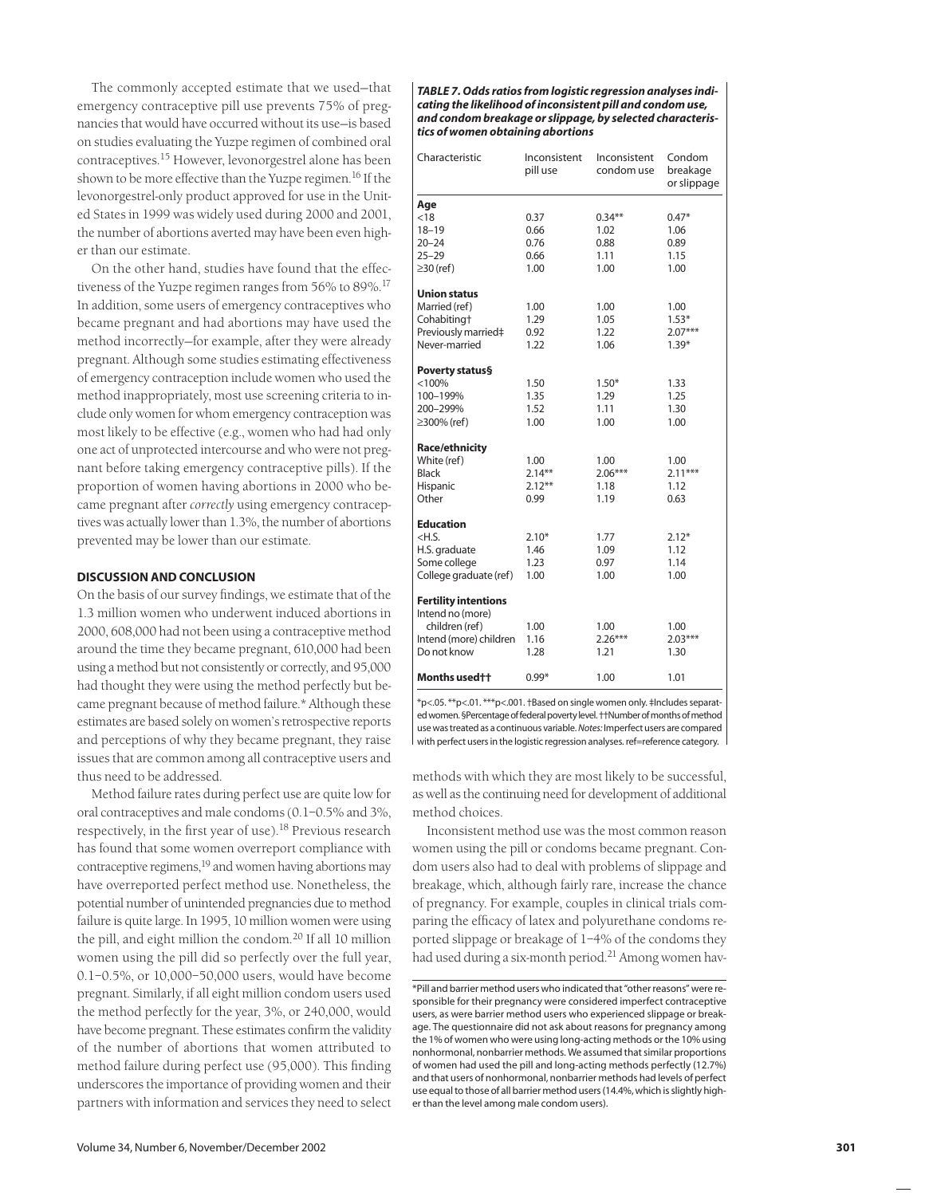The commonly accepted estimate that we used—that emergency contraceptive pill use prevents 75% of pregnancies that would have occurred without its use—is based on studies evaluating the Yuzpe regimen of combined oral contraceptives.[15] However, levonorgestrel alone has been shown to be more effective than the Yuzpe regimen.[16] If the levonorgestrel-only product approved for use in the United States in 1999 was widely used during 2000 and 2001, the number of abortions averted may have been even higher than our estimate.

On the other hand, studies have found that the effectiveness of the Yuzpe regimen ranges from 56% to 89%.[17] In addition, some users of emergency contraceptives who became pregnant and had abortions may have used the method incorrectly—for example, after they were already pregnant. Although some studies estimating effectiveness of emergency contraception include women who used the method inappropriately, most use screening criteria to include only women for whom emergency contraception was most likely to be effective (e.g., women who had had only one act of unprotected intercourse and who were not pregnant before taking emergency contraceptive pills). If the proportion of women having abortions in 2000 who became pregnant after *correctly* using emergency contraceptives was actually lower than 1.3%, the number of abortions prevented may be lower than our estimate.

## DISCUSSION AND CONCLUSION

On the basis of our survey findings, we estimate that of the 1.3 million women who underwent induced abortions in 2000, 608,000 had not been using a contraceptive method around the time they became pregnant, 610,000 had been using a method but not consistently or correctly, and 95,000 had thought they were using the method perfectly but became pregnant because of method failure.* Although these estimates are based solely on women's retrospective reports and perceptions of why they became pregnant, they raise issues that are common among all contraceptive users and thus need to be addressed.

Method failure rates during perfect use are quite low for oral contraceptives and male condoms (0.1–0.5% and 3%, respectively, in the first year of use).[18] Previous research has found that some women overreport compliance with contraceptive regimens,[19] and women having abortions may have overreported perfect method use. Nonetheless, the potential number of unintended pregnancies due to method failure is quite large. In 1995, 10 million women were using the pill, and eight million the condom.[20] If all 10 million women using the pill did so perfectly over the full year, 0.1–0.5%, or 10,000–50,000 users, would have become pregnant. Similarly, if all eight million condom users used the method perfectly for the year, 3%, or 240,000, would have become pregnant. These estimates confirm the validity of the number of abortions that women attributed to method failure during perfect use (95,000). This finding underscores the importance of providing women and their partners with information and services they need to select methods with which they are most likely to be successful, as well as the continuing need for development of additional method choices.

Inconsistent method use was the most common reason women using the pill or condoms became pregnant. Condom users also had to deal with problems of slippage and breakage, which, although fairly rare, increase the chance of pregnancy. For example, couples in clinical trials comparing the efficacy of latex and polyurethane condoms reported slippage or breakage of 1–4% of the condoms they had used during a six-month period.[21] Among women hav-

***TABLE 7. Odds ratios from logistic regression analyses indicating the likelihood of inconsistent pill and condom use, and condom breakage or slippage, by selected characteristics of women obtaining abortions***

| Characteristic | Inconsistent pill use | Inconsistent condom use | Condom breakage or slippage |
|---|---|---|---|
| **Age** | | | |
| <18 | 0.37 | 0.34** | 0.47* |
| 18–19 | 0.66 | 1.02 | 1.06 |
| 20–24 | 0.76 | 0.88 | 0.89 |
| 25–29 | 0.66 | 1.11 | 1.15 |
| ≥30 (ref) | 1.00 | 1.00 | 1.00 |
| **Union status** | | | |
| Married (ref) | 1.00 | 1.00 | 1.00 |
| Cohabiting† | 1.29 | 1.05 | 1.53* |
| Previously married‡ | 0.92 | 1.22 | 2.07*** |
| Never-married | 1.22 | 1.06 | 1.39* |
| **Poverty status§** | | | |
| <100% | 1.50 | 1.50* | 1.33 |
| 100–199% | 1.35 | 1.29 | 1.25 |
| 200–299% | 1.52 | 1.11 | 1.30 |
| ≥300% (ref) | 1.00 | 1.00 | 1.00 |
| **Race/ethnicity** | | | |
| White (ref) | 1.00 | 1.00 | 1.00 |
| Black | 2.14** | 2.06*** | 2.11*** |
| Hispanic | 2.12** | 1.18 | 1.12 |
| Other | 0.99 | 1.19 | 0.63 |
| **Education** | | | |
| <H.S. | 2.10* | 1.77 | 2.12* |
| H.S. graduate | 1.46 | 1.09 | 1.12 |
| Some college | 1.23 | 0.97 | 1.14 |
| College graduate (ref) | 1.00 | 1.00 | 1.00 |
| **Fertility intentions** | | | |
| Intend no (more) children (ref) | 1.00 | 1.00 | 1.00 |
| Intend (more) children | 1.16 | 2.26*** | 2.03*** |
| Do not know | 1.28 | 1.21 | 1.30 |
| **Months used††** | 0.99* | 1.00 | 1.01 |

*p<.05. **p<.01. ***p<.001. †Based on single women only. ‡Includes separated women. §Percentage of federal poverty level. ††Number of months of method use was treated as a continuous variable. *Notes:* Imperfect users are compared with perfect users in the logistic regression analyses. ref=reference category.

*Pill and barrier method users who indicated that "other reasons" were responsible for their pregnancy were considered imperfect contraceptive users, as were barrier method users who experienced slippage or breakage. The questionnaire did not ask about reasons for pregnancy among the 1% of women who were using long-acting methods or the 10% using nonhormonal, nonbarrier methods. We assumed that similar proportions of women had used the pill and long-acting methods perfectly (12.7%) and that users of nonhormonal, nonbarrier methods had levels of perfect use equal to those of all barrier method users (14.4%, which is slightly higher than the level among male condom users).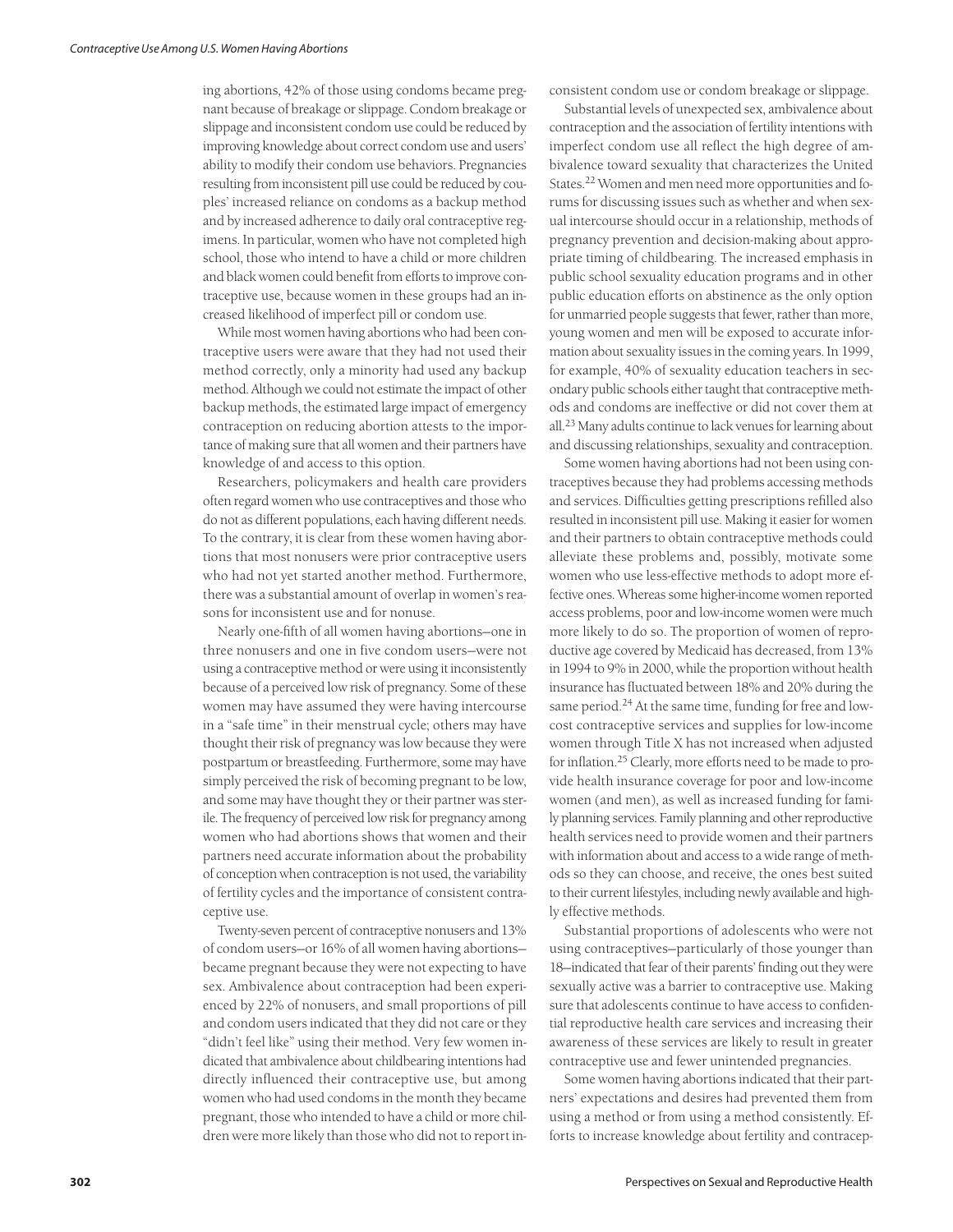ing abortions, 42% of those using condoms became pregnant because of breakage or slippage. Condom breakage or slippage and inconsistent condom use could be reduced by improving knowledge about correct condom use and users' ability to modify their condom use behaviors. Pregnancies resulting from inconsistent pill use could be reduced by couples' increased reliance on condoms as a backup method and by increased adherence to daily oral contraceptive regimens. In particular, women who have not completed high school, those who intend to have a child or more children and black women could benefit from efforts to improve contraceptive use, because women in these groups had an increased likelihood of imperfect pill or condom use.

While most women having abortions who had been contraceptive users were aware that they had not used their method correctly, only a minority had used any backup method. Although we could not estimate the impact of other backup methods, the estimated large impact of emergency contraception on reducing abortion attests to the importance of making sure that all women and their partners have knowledge of and access to this option.

Researchers, policymakers and health care providers often regard women who use contraceptives and those who do not as different populations, each having different needs. To the contrary, it is clear from these women having abortions that most nonusers were prior contraceptive users who had not yet started another method. Furthermore, there was a substantial amount of overlap in women's reasons for inconsistent use and for nonuse.

Nearly one-fifth of all women having abortions—one in three nonusers and one in five condom users—were not using a contraceptive method or were using it inconsistently because of a perceived low risk of pregnancy. Some of these women may have assumed they were having intercourse in a "safe time" in their menstrual cycle; others may have thought their risk of pregnancy was low because they were postpartum or breastfeeding. Furthermore, some may have simply perceived the risk of becoming pregnant to be low, and some may have thought they or their partner was sterile. The frequency of perceived low risk for pregnancy among women who had abortions shows that women and their partners need accurate information about the probability of conception when contraception is not used, the variability of fertility cycles and the importance of consistent contraceptive use.

Twenty-seven percent of contraceptive nonusers and 13% of condom users—or 16% of all women having abortions—became pregnant because they were not expecting to have sex. Ambivalence about contraception had been experienced by 22% of nonusers, and small proportions of pill and condom users indicated that they did not care or they "didn't feel like" using their method. Very few women indicated that ambivalence about childbearing intentions had directly influenced their contraceptive use, but among women who had used condoms in the month they became pregnant, those who intended to have a child or more children were more likely than those who did not to report inconsistent condom use or condom breakage or slippage.

Substantial levels of unexpected sex, ambivalence about contraception and the association of fertility intentions with imperfect condom use all reflect the high degree of ambivalence toward sexuality that characterizes the United States.[22] Women and men need more opportunities and forums for discussing issues such as whether and when sexual intercourse should occur in a relationship, methods of pregnancy prevention and decision-making about appropriate timing of childbearing. The increased emphasis in public school sexuality education programs and in other public education efforts on abstinence as the only option for unmarried people suggests that fewer, rather than more, young women and men will be exposed to accurate information about sexuality issues in the coming years. In 1999, for example, 40% of sexuality education teachers in secondary public schools either taught that contraceptive methods and condoms are ineffective or did not cover them at all.[23] Many adults continue to lack venues for learning about and discussing relationships, sexuality and contraception.

Some women having abortions had not been using contraceptives because they had problems accessing methods and services. Difficulties getting prescriptions refilled also resulted in inconsistent pill use. Making it easier for women and their partners to obtain contraceptive methods could alleviate these problems and, possibly, motivate some women who use less-effective methods to adopt more effective ones. Whereas some higher-income women reported access problems, poor and low-income women were much more likely to do so. The proportion of women of reproductive age covered by Medicaid has decreased, from 13% in 1994 to 9% in 2000, while the proportion without health insurance has fluctuated between 18% and 20% during the same period.[24] At the same time, funding for free and low-cost contraceptive services and supplies for low-income women through Title X has not increased when adjusted for inflation.[25] Clearly, more efforts need to be made to provide health insurance coverage for poor and low-income women (and men), as well as increased funding for family planning services. Family planning and other reproductive health services need to provide women and their partners with information about and access to a wide range of methods so they can choose, and receive, the ones best suited to their current lifestyles, including newly available and highly effective methods.

Substantial proportions of adolescents who were not using contraceptives—particularly of those younger than 18—indicated that fear of their parents' finding out they were sexually active was a barrier to contraceptive use. Making sure that adolescents continue to have access to confidential reproductive health care services and increasing their awareness of these services are likely to result in greater contraceptive use and fewer unintended pregnancies.

Some women having abortions indicated that their partners' expectations and desires had prevented them from using a method or from using a method consistently. Efforts to increase knowledge about fertility and contracep-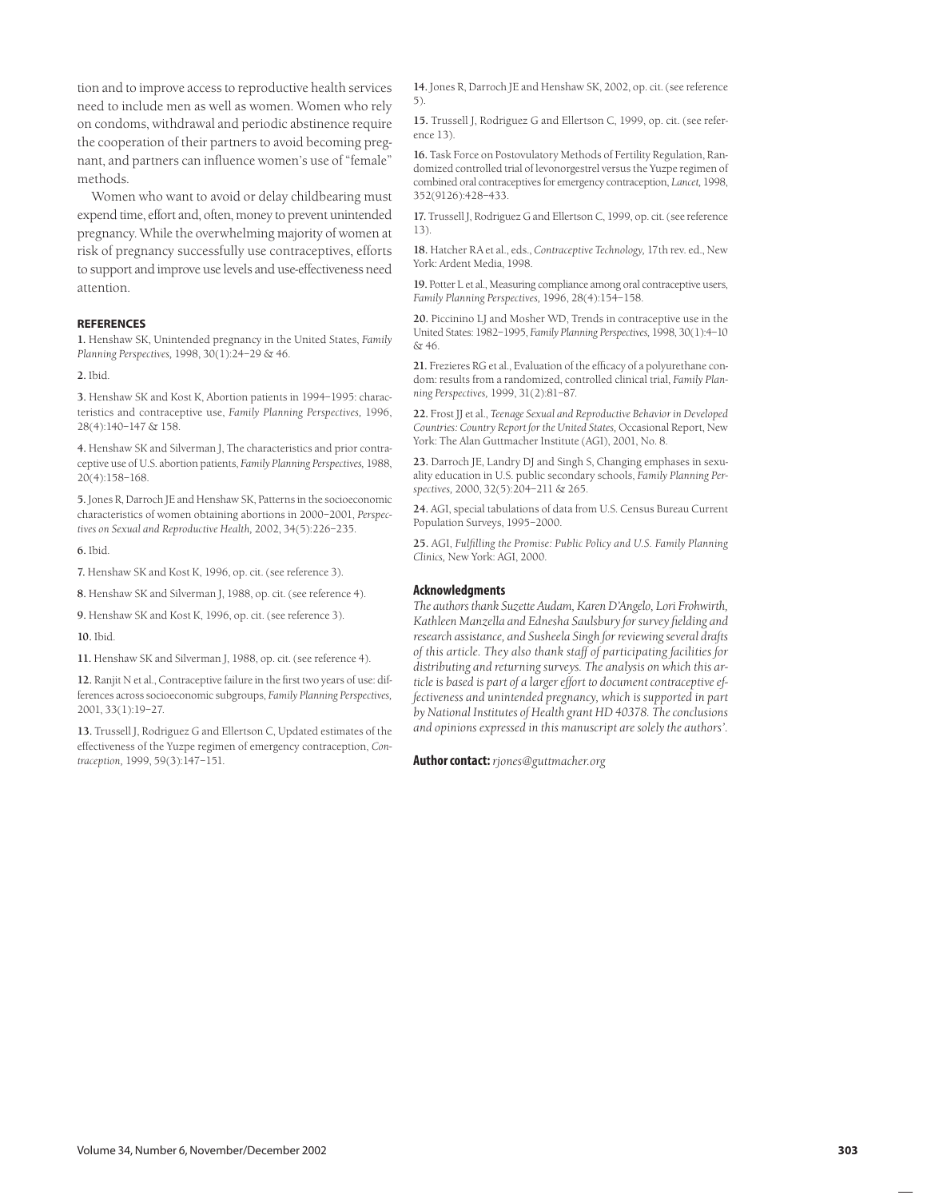tion and to improve access to reproductive health services need to include men as well as women. Women who rely on condoms, withdrawal and periodic abstinence require the cooperation of their partners to avoid becoming pregnant, and partners can influence women's use of "female" methods.

Women who want to avoid or delay childbearing must expend time, effort and, often, money to prevent unintended pregnancy. While the overwhelming majority of women at risk of pregnancy successfully use contraceptives, efforts to support and improve use levels and use-effectiveness need attention.

## REFERENCES

**1.** Henshaw SK, Unintended pregnancy in the United States, *Family Planning Perspectives,* 1998, 30(1):24–29 & 46.

**2.** Ibid.

**3.** Henshaw SK and Kost K, Abortion patients in 1994–1995: characteristics and contraceptive use, *Family Planning Perspectives,* 1996, 28(4):140–147 & 158.

**4.** Henshaw SK and Silverman J, The characteristics and prior contraceptive use of U.S. abortion patients, *Family Planning Perspectives,* 1988, 20(4):158–168.

**5.** Jones R, Darroch JE and Henshaw SK, Patterns in the socioeconomic characteristics of women obtaining abortions in 2000–2001, *Perspectives on Sexual and Reproductive Health,* 2002, 34(5):226–235.

**6.** Ibid.

**7.** Henshaw SK and Kost K, 1996, op. cit. (see reference 3).

**8.** Henshaw SK and Silverman J, 1988, op. cit. (see reference 4).

**9.** Henshaw SK and Kost K, 1996, op. cit. (see reference 3).

**10.** Ibid.

**11.** Henshaw SK and Silverman J, 1988, op. cit. (see reference 4).

**12.** Ranjit N et al., Contraceptive failure in the first two years of use: differences across socioeconomic subgroups, *Family Planning Perspectives,* 2001, 33(1):19–27.

**13.** Trussell J, Rodriguez G and Ellertson C, Updated estimates of the effectiveness of the Yuzpe regimen of emergency contraception, *Contraception,* 1999, 59(3):147–151.

**14.** Jones R, Darroch JE and Henshaw SK, 2002, op. cit. (see reference 5).

**15.** Trussell J, Rodriguez G and Ellertson C, 1999, op. cit. (see reference 13).

**16.** Task Force on Postovulatory Methods of Fertility Regulation, Randomized controlled trial of levonorgestrel versus the Yuzpe regimen of combined oral contraceptives for emergency contraception, *Lancet,* 1998, 352(9126):428–433.

**17.** Trussell J, Rodriguez G and Ellertson C, 1999, op. cit. (see reference 13).

**18.** Hatcher RA et al., eds., *Contraceptive Technology,* 17th rev. ed., New York: Ardent Media, 1998.

**19.** Potter L et al., Measuring compliance among oral contraceptive users, *Family Planning Perspectives,* 1996, 28(4):154–158.

**20.** Piccinino LJ and Mosher WD, Trends in contraceptive use in the United States: 1982–1995, *Family Planning Perspectives,* 1998, 30(1):4–10 & 46.

**21.** Frezieres RG et al., Evaluation of the efficacy of a polyurethane condom: results from a randomized, controlled clinical trial, *Family Planning Perspectives,* 1999, 31(2):81–87.

**22.** Frost JJ et al., *Teenage Sexual and Reproductive Behavior in Developed Countries: Country Report for the United States,* Occasional Report, New York: The Alan Guttmacher Institute (AGI), 2001, No. 8.

**23.** Darroch JE, Landry DJ and Singh S, Changing emphases in sexuality education in U.S. public secondary schools, *Family Planning Perspectives,* 2000, 32(5):204–211 & 265.

**24.** AGI, special tabulations of data from U.S. Census Bureau Current Population Surveys, 1995–2000.

**25.** AGI, *Fulfilling the Promise: Public Policy and U.S. Family Planning Clinics,* New York: AGI, 2000.

### Acknowledgments

*The authors thank Suzette Audam, Karen D'Angelo, Lori Frohwirth, Kathleen Manzella and Ednesha Saulsbury for survey fielding and research assistance, and Susheela Singh for reviewing several drafts of this article. They also thank staff of participating facilities for distributing and returning surveys. The analysis on which this article is based is part of a larger effort to document contraceptive effectiveness and unintended pregnancy, which is supported in part by National Institutes of Health grant HD 40378. The conclusions and opinions expressed in this manuscript are solely the authors'.*

**Author contact:** *rjones@guttmacher.org*